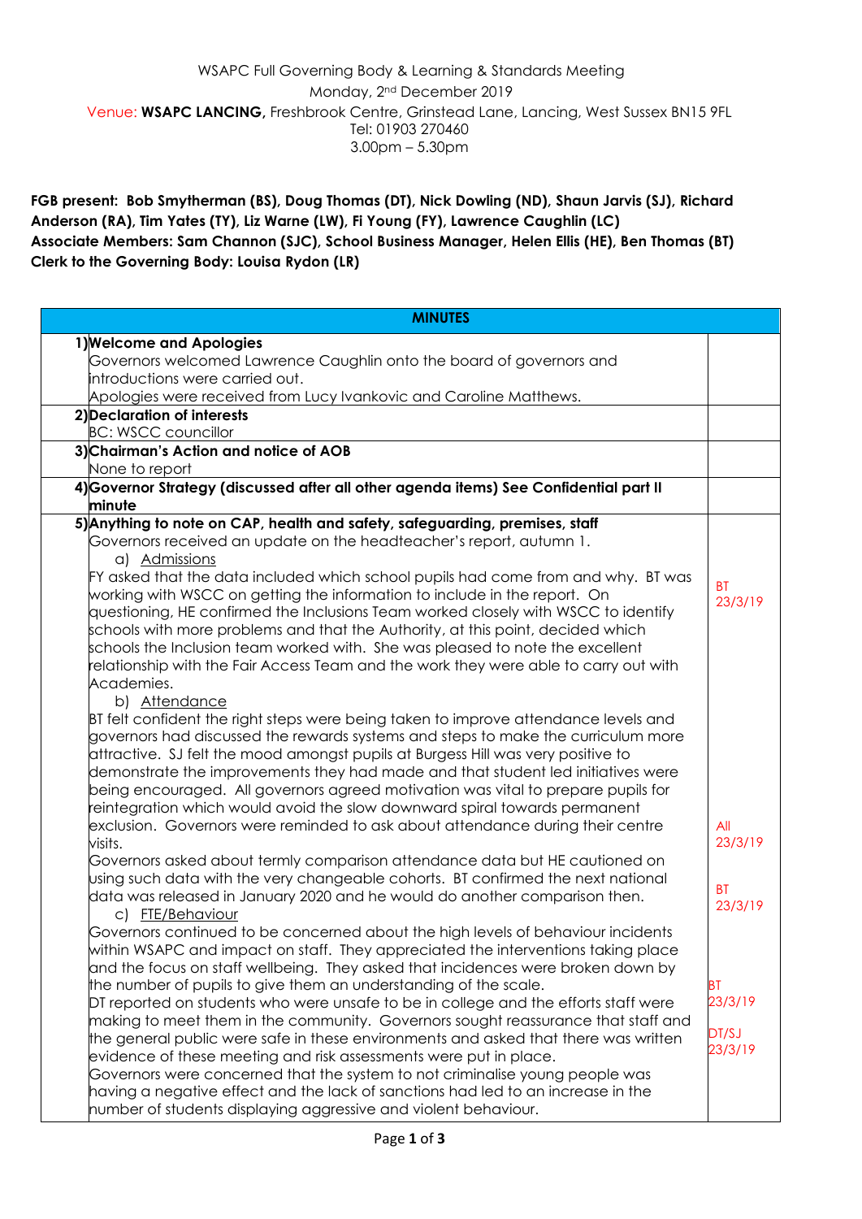WSAPC Full Governing Body & Learning & Standards Meeting

Monday, 2nd December 2019

Venue: **WSAPC LANCING,** Freshbrook Centre, Grinstead Lane, Lancing, West Sussex BN15 9FL

Tel: 01903 270460

3.00pm – 5.30pm

**FGB present: Bob Smytherman (BS), Doug Thomas (DT), Nick Dowling (ND), Shaun Jarvis (SJ), Richard Anderson (RA), Tim Yates (TY), Liz Warne (LW), Fi Young (FY), Lawrence Caughlin (LC)**

**Associate Members: Sam Channon (SJC), School Business Manager, Helen Ellis (HE), Ben Thomas (BT)**

**Clerk to the Governing Body: Louisa Rydon (LR)**

| MINUTES | |
|---|---|
| **1) Welcome and Apologies**<br>Governors welcomed Lawrence Caughlin onto the board of governors and introductions were carried out.<br>Apologies were received from Lucy Ivankovic and Caroline Matthews. | |
| **2) Declaration of interests**<br>BC: WSCC councillor | |
| **3) Chairman's Action and notice of AOB**<br>None to report | |
| **4) Governor Strategy (discussed after all other agenda items) See Confidential part II minute** | |
| **5) Anything to note on CAP, health and safety, safeguarding, premises, staff**<br>Governors received an update on the headteacher's report, autumn 1.<br>a) Admissions<br>FY asked that the data included which school pupils had come from and why. BT was working with WSCC on getting the information to include in the report. On questioning, HE confirmed the Inclusions Team worked closely with WSCC to identify schools with more problems and that the Authority, at this point, decided which schools the Inclusion team worked with. She was pleased to note the excellent relationship with the Fair Access Team and the work they were able to carry out with Academies. | BT 23/3/19 |
| b) Attendance<br>BT felt confident the right steps were being taken to improve attendance levels and governors had discussed the rewards systems and steps to make the curriculum more attractive. SJ felt the mood amongst pupils at Burgess Hill was very positive to demonstrate the improvements they had made and that student led initiatives were being encouraged. All governors agreed motivation was vital to prepare pupils for reintegration which would avoid the slow downward spiral towards permanent exclusion. Governors were reminded to ask about attendance during their centre visits. | All 23/3/19 |
| Governors asked about termly comparison attendance data but HE cautioned on using such data with the very changeable cohorts. BT confirmed the next national data was released in January 2020 and he would do another comparison then. | BT 23/3/19 |
| c) FTE/Behaviour<br>Governors continued to be concerned about the high levels of behaviour incidents within WSAPC and impact on staff. They appreciated the interventions taking place and the focus on staff wellbeing. They asked that incidences were broken down by the number of pupils to give them an understanding of the scale. | BT 23/3/19 |
| DT reported on students who were unsafe to be in college and the efforts staff were making to meet them in the community. Governors sought reassurance that staff and the general public were safe in these environments and asked that there was written evidence of these meeting and risk assessments were put in place.<br>Governors were concerned that the system to not criminalise young people was having a negative effect and the lack of sanctions had led to an increase in the number of students displaying aggressive and violent behaviour. | DT/SJ 23/3/19 |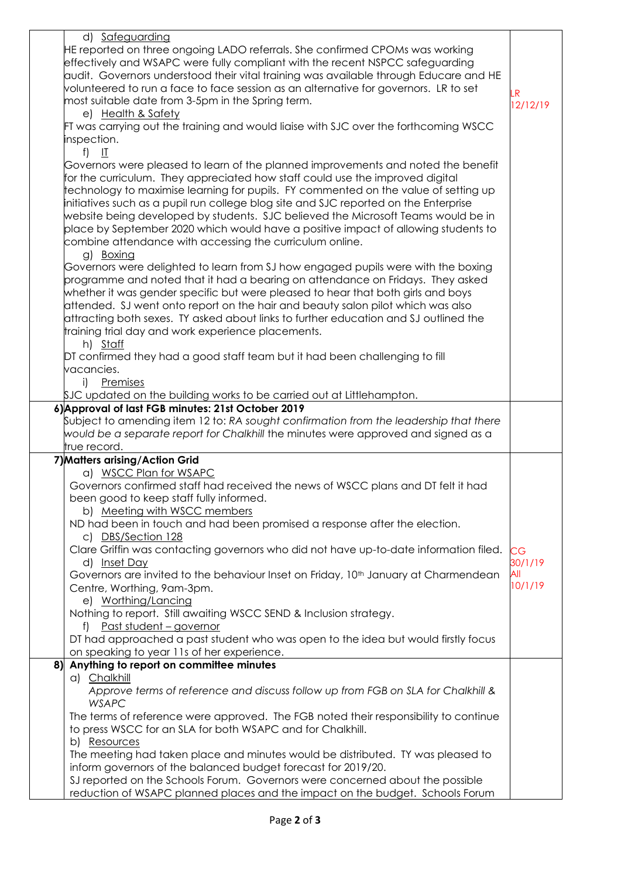| | | |
|---|---|---|
| | d) <u>Safeguarding</u><br>HE reported on three ongoing LADO referrals. She confirmed CPOMs was working effectively and WSAPC were fully compliant with the recent NSPCC safeguarding audit. Governors understood their vital training was available through Educare and HE volunteered to run a face to face session as an alternative for governors. LR to set most suitable date from 3-5pm in the Spring term.<br>e) <u>Health & Safety</u><br>FT was carrying out the training and would liaise with SJC over the forthcoming WSCC inspection.<br>f) <u>IT</u><br>Governors were pleased to learn of the planned improvements and noted the benefit for the curriculum. They appreciated how staff could use the improved digital technology to maximise learning for pupils. FY commented on the value of setting up initiatives such as a pupil run college blog site and SJC reported on the Enterprise website being developed by students. SJC believed the Microsoft Teams would be in place by September 2020 which would have a positive impact of allowing students to combine attendance with accessing the curriculum online.<br>g) <u>Boxing</u><br>Governors were delighted to learn from SJ how engaged pupils were with the boxing programme and noted that it had a bearing on attendance on Fridays. They asked whether it was gender specific but were pleased to hear that both girls and boys attended. SJ went onto report on the hair and beauty salon pilot which was also attracting both sexes. TY asked about links to further education and SJ outlined the training trial day and work experience placements.<br>h) <u>Staff</u><br>DT confirmed they had a good staff team but it had been challenging to fill vacancies.<br>i) <u>Premises</u><br>SJC updated on the building works to be carried out at Littlehampton. | LR<br>12/12/19 |
| 6) | **Approval of last FGB minutes: 21st October 2019**<br>Subject to amending item 12 to: *RA sought confirmation from the leadership that there would be a separate report for Chalkhill* the minutes were approved and signed as a true record. | |
| 7) | **Matters arising/Action Grid**<br>a) <u>WSCC Plan for WSAPC</u><br>Governors confirmed staff had received the news of WSCC plans and DT felt it had been good to keep staff fully informed.<br>b) <u>Meeting with WSCC members</u><br>ND had been in touch and had been promised a response after the election.<br>c) <u>DBS/Section 128</u><br>Clare Griffin was contacting governors who did not have up-to-date information filed.<br>d) <u>Inset Day</u><br>Governors are invited to the behaviour Inset on Friday, 10th January at Charmendean Centre, Worthing, 9am-3pm.<br>e) <u>Worthing/Lancing</u><br>Nothing to report. Still awaiting WSCC SEND & Inclusion strategy.<br>f) <u>Past student – governor</u><br>DT had approached a past student who was open to the idea but would firstly focus on speaking to year 11s of her experience. | CG<br>30/1/19<br>All<br>10/1/19 |
| 8) | **Anything to report on committee minutes**<br>a) <u>Chalkhill</u><br>*Approve terms of reference and discuss follow up from FGB on SLA for Chalkhill & WSAPC*<br>The terms of reference were approved. The FGB noted their responsibility to continue to press WSCC for an SLA for both WSAPC and for Chalkhill.<br>b) <u>Resources</u><br>The meeting had taken place and minutes would be distributed. TY was pleased to inform governors of the balanced budget forecast for 2019/20.<br>SJ reported on the Schools Forum. Governors were concerned about the possible reduction of WSAPC planned places and the impact on the budget. Schools Forum | |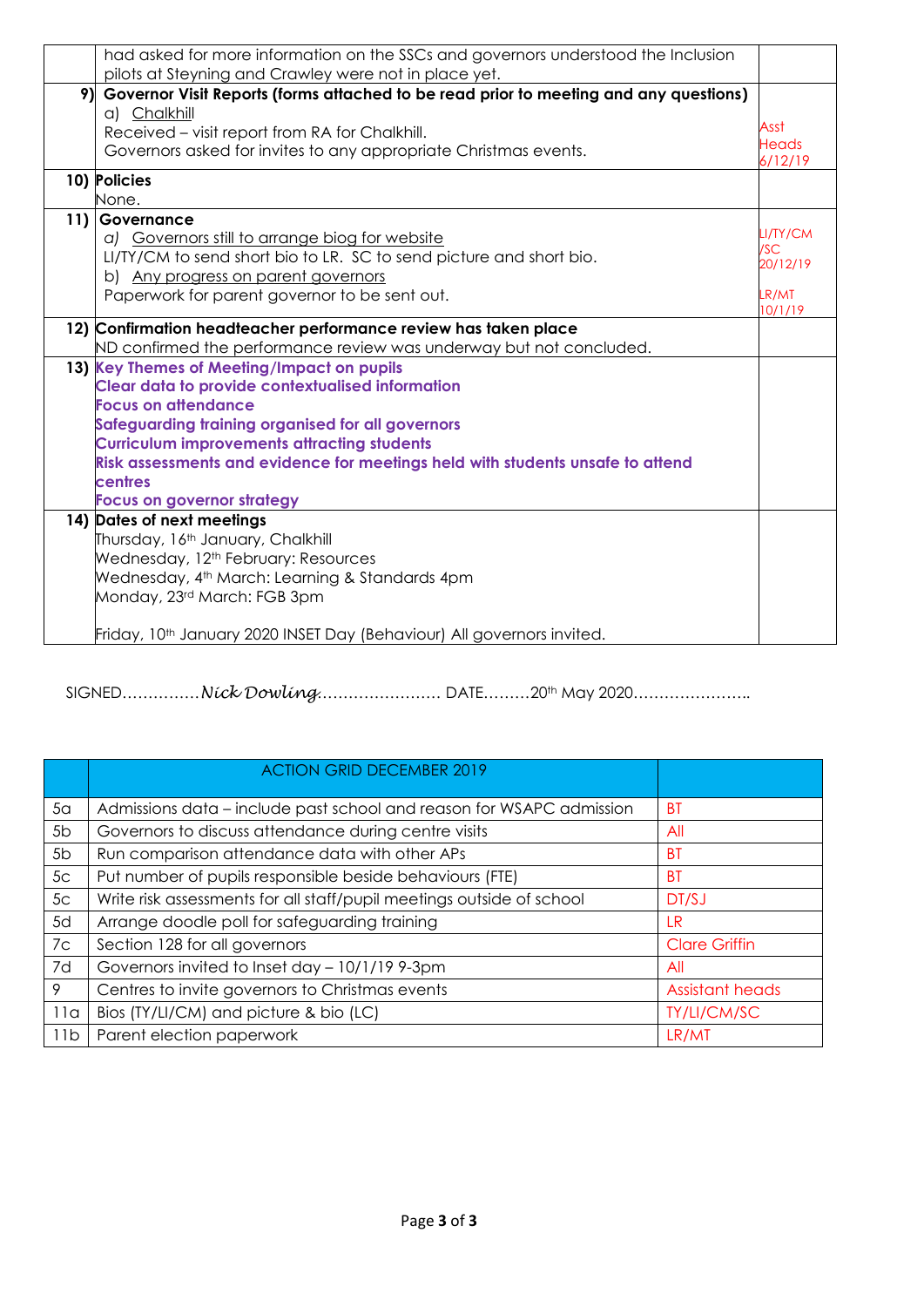| | | |
|---|---|---|
| | had asked for more information on the SSCs and governors understood the Inclusion pilots at Steyning and Crawley were not in place yet. | |
| **9)** | **Governor Visit Reports (forms attached to be read prior to meeting and any questions)**<br>a) Chalkhill<br>Received – visit report from RA for Chalkhill.<br>Governors asked for invites to any appropriate Christmas events. | Asst Heads 6/12/19 |
| **10)** | **Policies**<br>None. | |
| **11)** | **Governance**<br>*a)* Governors still to arrange biog for website<br>LI/TY/CM to send short bio to LR. SC to send picture and short bio.<br>b) Any progress on parent governors<br>Paperwork for parent governor to be sent out. | LI/TY/CM /SC 20/12/19<br><br>LR/MT 10/1/19 |
| **12)** | **Confirmation headteacher performance review has taken place**<br>ND confirmed the performance review was underway but not concluded. | |
| **13)** | **Key Themes of Meeting/Impact on pupils**<br>**Clear data to provide contextualised information**<br>**Focus on attendance**<br>**Safeguarding training organised for all governors**<br>**Curriculum improvements attracting students**<br>**Risk assessments and evidence for meetings held with students unsafe to attend centres**<br>**Focus on governor strategy** | |
| **14)** | **Dates of next meetings**<br>Thursday, 16th January, Chalkhill<br>Wednesday, 12th February: Resources<br>Wednesday, 4th March: Learning & Standards 4pm<br>Monday, 23rd March: FGB 3pm<br><br>Friday, 10th January 2020 INSET Day (Behaviour) All governors invited. | |

SIGNED……………*Nick Dowling*…………………… DATE………20th May 2020…………………..

| | ACTION GRID DECEMBER 2019 | |
|---|---|---|
| 5a | Admissions data – include past school and reason for WSAPC admission | BT |
| 5b | Governors to discuss attendance during centre visits | All |
| 5b | Run comparison attendance data with other APs | BT |
| 5c | Put number of pupils responsible beside behaviours (FTE) | BT |
| 5c | Write risk assessments for all staff/pupil meetings outside of school | DT/SJ |
| 5d | Arrange doodle poll for safeguarding training | LR |
| 7c | Section 128 for all governors | Clare Griffin |
| 7d | Governors invited to Inset day – 10/1/19 9-3pm | All |
| 9 | Centres to invite governors to Christmas events | Assistant heads |
| 11a | Bios (TY/LI/CM) and picture & bio (LC) | TY/LI/CM/SC |
| 11b | Parent election paperwork | LR/MT |